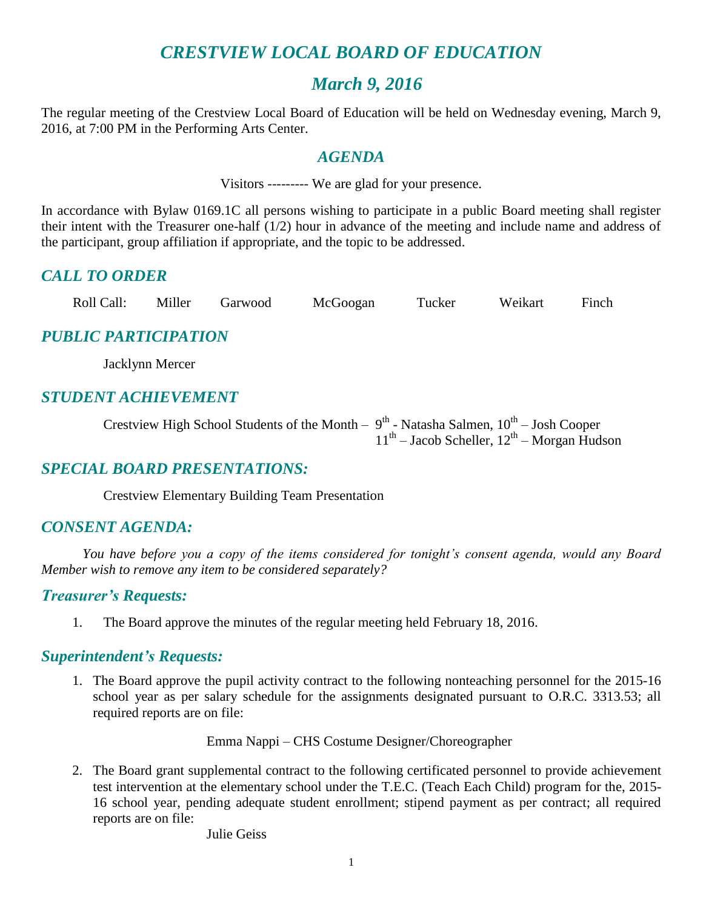# *CRESTVIEW LOCAL BOARD OF EDUCATION*

## *March 9, 2016*

The regular meeting of the Crestview Local Board of Education will be held on Wednesday evening, March 9, 2016, at 7:00 PM in the Performing Arts Center.

## *AGENDA*

Visitors --------- We are glad for your presence.

In accordance with Bylaw 0169.1C all persons wishing to participate in a public Board meeting shall register their intent with the Treasurer one-half (1/2) hour in advance of the meeting and include name and address of the participant, group affiliation if appropriate, and the topic to be addressed.

## *CALL TO ORDER*

Roll Call: Miller Garwood McGoogan Tucker Weikart Finch

## *PUBLIC PARTICIPATION*

Jacklynn Mercer

## *STUDENT ACHIEVEMENT*

Crestview High School Students of the Month – 9th - Natasha Salmen, 10th – Josh Cooper
11th – Jacob Scheller, 12th – Morgan Hudson

## *SPECIAL BOARD PRESENTATIONS:*

Crestview Elementary Building Team Presentation

## *CONSENT AGENDA:*

*You have before you a copy of the items considered for tonight's consent agenda, would any Board Member wish to remove any item to be considered separately?*

### *Treasurer's Requests:*

1. The Board approve the minutes of the regular meeting held February 18, 2016.

### *Superintendent's Requests:*

1. The Board approve the pupil activity contract to the following nonteaching personnel for the 2015-16 school year as per salary schedule for the assignments designated pursuant to O.R.C. 3313.53; all required reports are on file:

   Emma Nappi – CHS Costume Designer/Choreographer

2. The Board grant supplemental contract to the following certificated personnel to provide achievement test intervention at the elementary school under the T.E.C. (Teach Each Child) program for the, 2015-16 school year, pending adequate student enrollment; stipend payment as per contract; all required reports are on file:

   Julie Geiss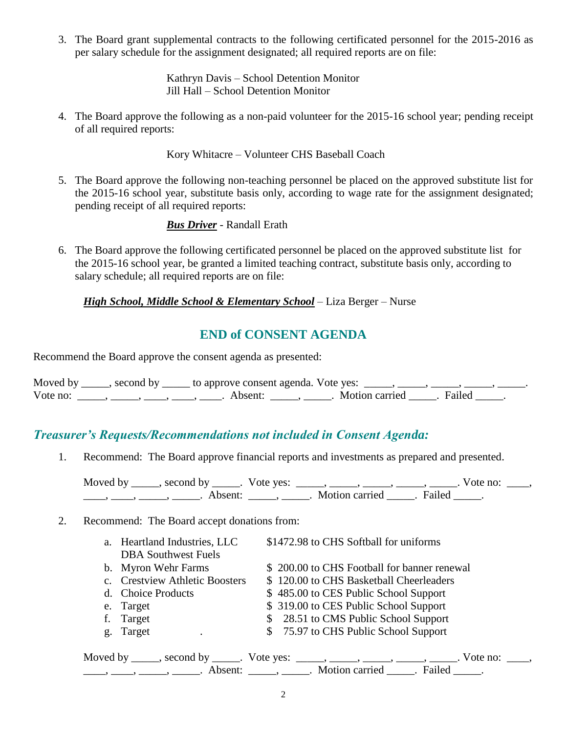3. The Board grant supplemental contracts to the following certificated personnel for the 2015-2016 as per salary schedule for the assignment designated; all required reports are on file:

   Kathryn Davis – School Detention Monitor
   Jill Hall – School Detention Monitor

4. The Board approve the following as a non-paid volunteer for the 2015-16 school year; pending receipt of all required reports:

   Kory Whitacre – Volunteer CHS Baseball Coach

5. The Board approve the following non-teaching personnel be placed on the approved substitute list for the 2015-16 school year, substitute basis only, according to wage rate for the assignment designated; pending receipt of all required reports:

   ***Bus Driver*** - Randall Erath

6. The Board approve the following certificated personnel be placed on the approved substitute list for the 2015-16 school year, be granted a limited teaching contract, substitute basis only, according to salary schedule; all required reports are on file:

   ***High School, Middle School & Elementary School*** – Liza Berger – Nurse

## END of CONSENT AGENDA

Recommend the Board approve the consent agenda as presented:

Moved by _____, second by _____ to approve consent agenda. Vote yes: _____, _____, _____, _____, _____. Vote no: _____, _____, ____, ____, ____. Absent: _____, _____. Motion carried _____. Failed _____.

## *Treasurer's Requests/Recommendations not included in Consent Agenda:*

1. Recommend: The Board approve financial reports and investments as prepared and presented.

   Moved by _____, second by _____. Vote yes: _____, _____, _____, _____, _____. Vote no: ____, ____, ____, _____, _____. Absent: _____, _____. Motion carried _____. Failed _____.

2. Recommend: The Board accept donations from:

   a. Heartland Industries, LLC DBA Southwest Fuels — $1472.98 to CHS Softball for uniforms
   b. Myron Wehr Farms — $ 200.00 to CHS Football for banner renewal
   c. Crestview Athletic Boosters — $ 120.00 to CHS Basketball Cheerleaders
   d. Choice Products — $ 485.00 to CES Public School Support
   e. Target — $ 319.00 to CES Public School Support
   f. Target — $ 28.51 to CMS Public School Support
   g. Target . — $ 75.97 to CHS Public School Support

   Moved by _____, second by _____. Vote yes: _____, _____, _____, _____, _____. Vote no: ____, ____, ____, _____, _____. Absent: _____, _____. Motion carried _____. Failed _____.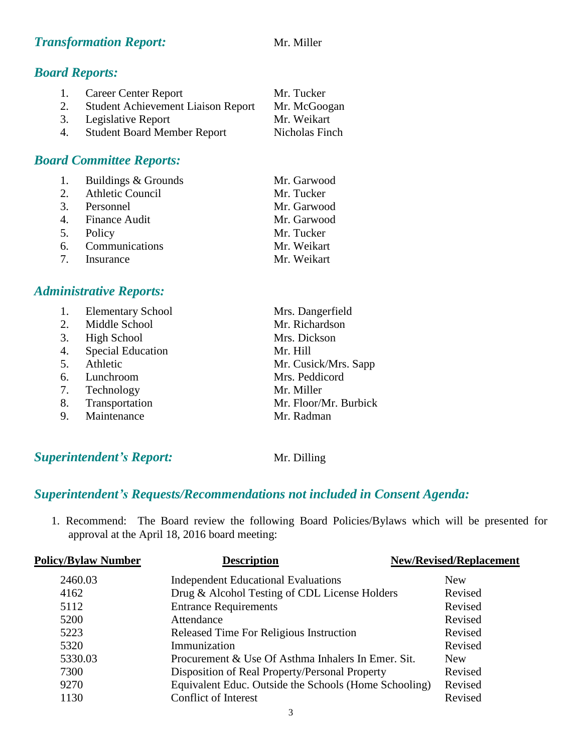## *Transformation Report:* Mr. Miller

## *Board Reports:*

1. Career Center Report — Mr. Tucker
2. Student Achievement Liaison Report — Mr. McGoogan
3. Legislative Report — Mr. Weikart
4. Student Board Member Report — Nicholas Finch

## *Board Committee Reports:*

1. Buildings & Grounds — Mr. Garwood
2. Athletic Council — Mr. Tucker
3. Personnel — Mr. Garwood
4. Finance Audit — Mr. Garwood
5. Policy — Mr. Tucker
6. Communications — Mr. Weikart
7. Insurance — Mr. Weikart

## *Administrative Reports:*

1. Elementary School — Mrs. Dangerfield
2. Middle School — Mr. Richardson
3. High School — Mrs. Dickson
4. Special Education — Mr. Hill
5. Athletic — Mr. Cusick/Mrs. Sapp
6. Lunchroom — Mrs. Peddicord
7. Technology — Mr. Miller
8. Transportation — Mr. Floor/Mr. Burbick
9. Maintenance — Mr. Radman

## *Superintendent's Report:* Mr. Dilling

## *Superintendent's Requests/Recommendations not included in Consent Agenda:*

1. Recommend: The Board review the following Board Policies/Bylaws which will be presented for approval at the April 18, 2016 board meeting:

| Policy/Bylaw Number | Description | New/Revised/Replacement |
|---|---|---|
| 2460.03 | Independent Educational Evaluations | New |
| 4162 | Drug & Alcohol Testing of CDL License Holders | Revised |
| 5112 | Entrance Requirements | Revised |
| 5200 | Attendance | Revised |
| 5223 | Released Time For Religious Instruction | Revised |
| 5320 | Immunization | Revised |
| 5330.03 | Procurement & Use Of Asthma Inhalers In Emer. Sit. | New |
| 7300 | Disposition of Real Property/Personal Property | Revised |
| 9270 | Equivalent Educ. Outside the Schools (Home Schooling) | Revised |
| 1130 | Conflict of Interest | Revised |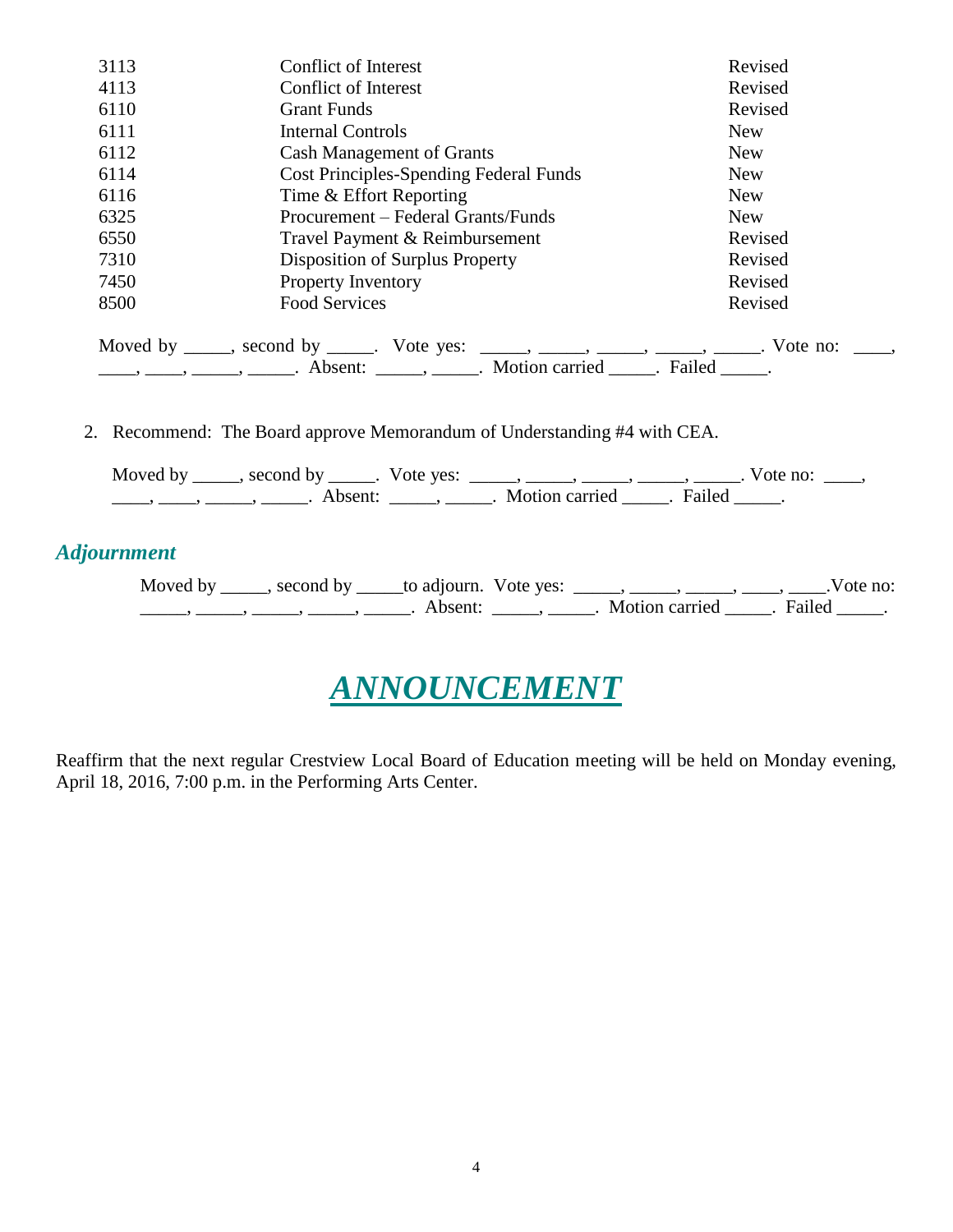| | | |
|---|---|---|
| 3113 | Conflict of Interest | Revised |
| 4113 | Conflict of Interest | Revised |
| 6110 | Grant Funds | Revised |
| 6111 | Internal Controls | New |
| 6112 | Cash Management of Grants | New |
| 6114 | Cost Principles-Spending Federal Funds | New |
| 6116 | Time & Effort Reporting | New |
| 6325 | Procurement – Federal Grants/Funds | New |
| 6550 | Travel Payment & Reimbursement | Revised |
| 7310 | Disposition of Surplus Property | Revised |
| 7450 | Property Inventory | Revised |
| 8500 | Food Services | Revised |

Moved by _____, second by _____. Vote yes: _____, _____, _____, _____, _____. Vote no: ____, ____, ____, _____, _____. Absent: _____, _____. Motion carried _____. Failed _____.

2. Recommend: The Board approve Memorandum of Understanding #4 with CEA.

   Moved by _____, second by _____. Vote yes: _____, _____, _____, _____, _____. Vote no: ____, ____, ____, _____, _____. Absent: _____, _____. Motion carried _____. Failed _____.

## *Adjournment*

Moved by _____, second by _____to adjourn. Vote yes: _____, _____, _____, ____, ____.Vote no: _____, _____, _____, _____, _____. Absent: _____, _____. Motion carried _____. Failed _____.

# ***ANNOUNCEMENT***

Reaffirm that the next regular Crestview Local Board of Education meeting will be held on Monday evening, April 18, 2016, 7:00 p.m. in the Performing Arts Center.